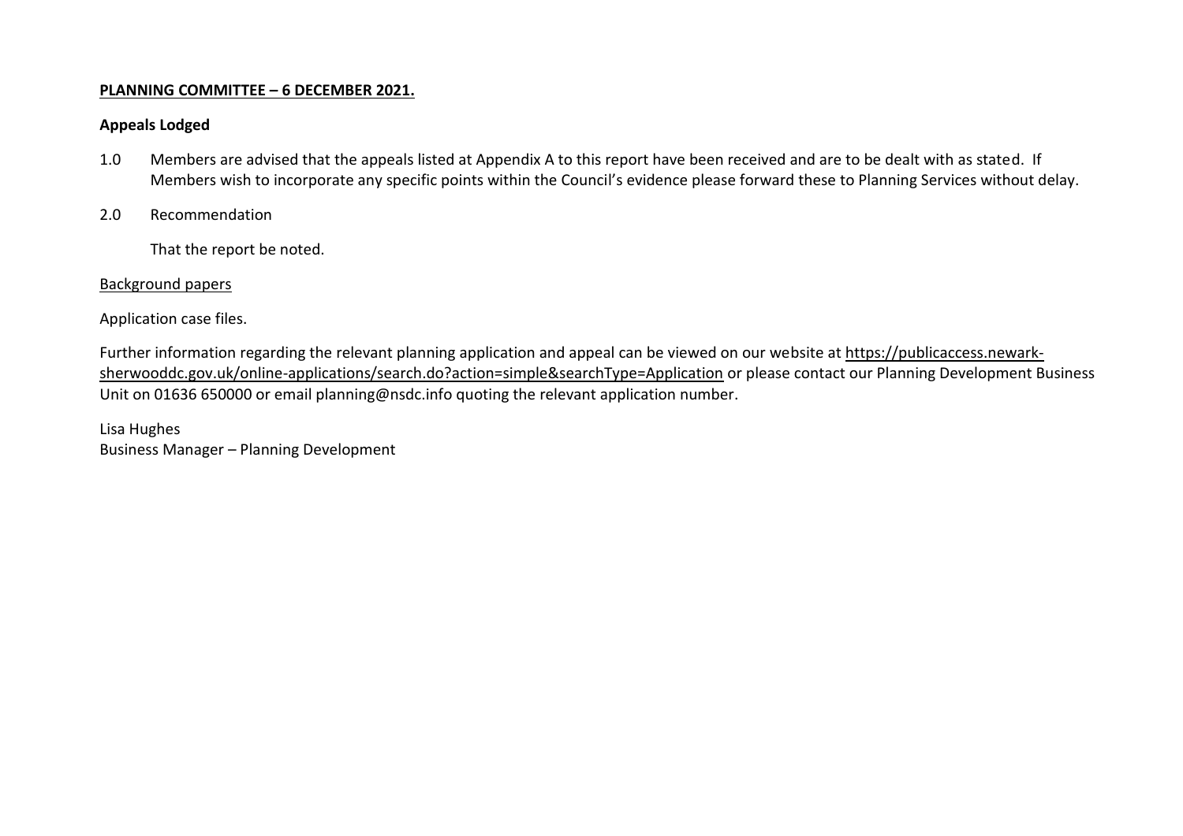**PLANNING COMMITTEE – 6 DECEMBER 2021.**

**Appeals Lodged**

1.0 Members are advised that the appeals listed at Appendix A to this report have been received and are to be dealt with as stated. If Members wish to incorporate any specific points within the Council's evidence please forward these to Planning Services without delay.

2.0 Recommendation

That the report be noted.

Background papers

Application case files.

Further information regarding the relevant planning application and appeal can be viewed on our website at https://publicaccess.newark-sherwooddc.gov.uk/online-applications/search.do?action=simple&searchType=Application or please contact our Planning Development Business Unit on 01636 650000 or email planning@nsdc.info quoting the relevant application number.

Lisa Hughes
Business Manager – Planning Development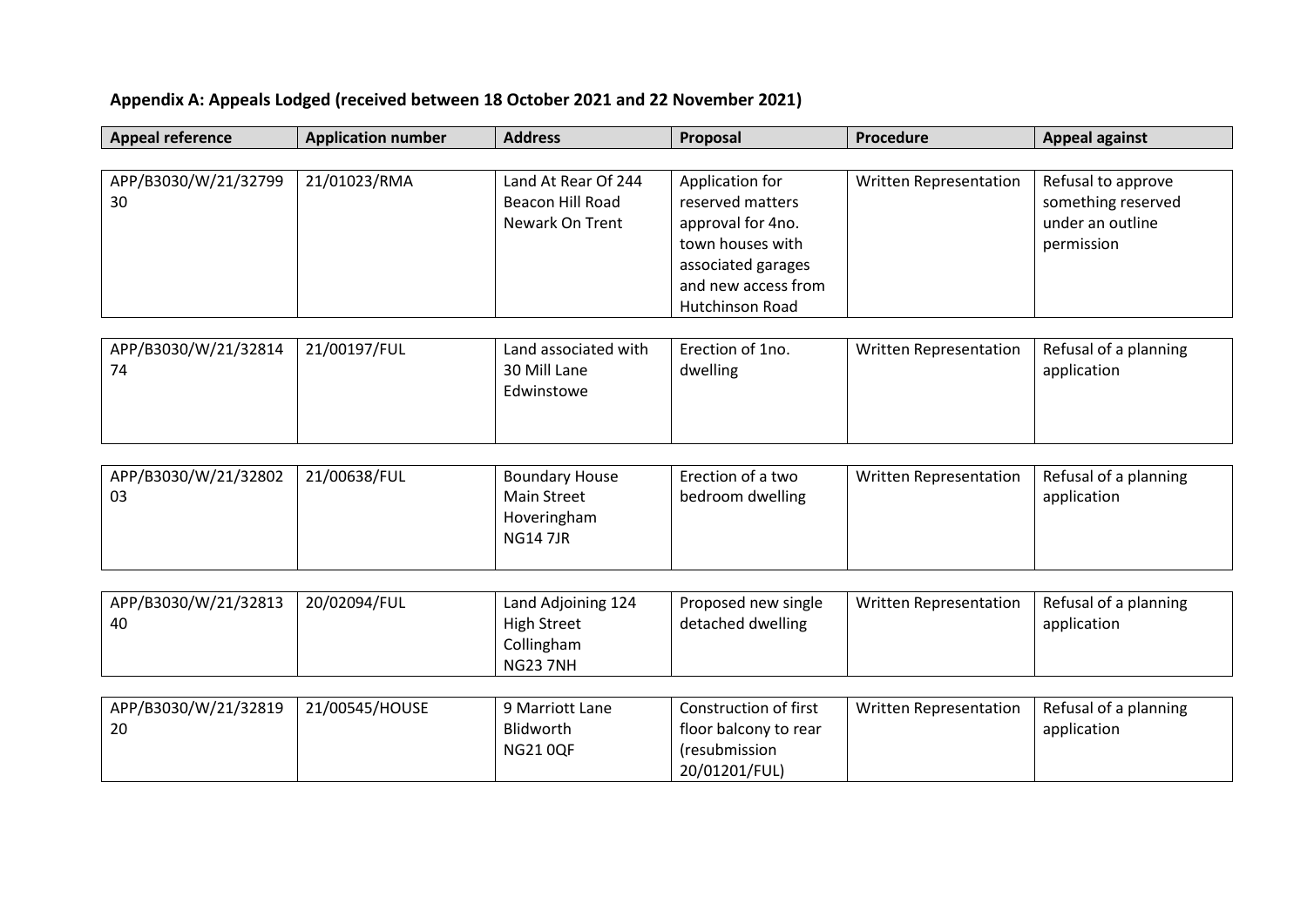## Appendix A: Appeals Lodged (received between 18 October 2021 and 22 November 2021)

| Appeal reference | Application number | Address | Proposal | Procedure | Appeal against |
|---|---|---|---|---|---|
| APP/B3030/W/21/3279930 | 21/01023/RMA | Land At Rear Of 244 Beacon Hill Road Newark On Trent | Application for reserved matters approval for 4no. town houses with associated garages and new access from Hutchinson Road | Written Representation | Refusal to approve something reserved under an outline permission |
| APP/B3030/W/21/3281474 | 21/00197/FUL | Land associated with 30 Mill Lane Edwinstowe | Erection of 1no. dwelling | Written Representation | Refusal of a planning application |
| APP/B3030/W/21/3280203 | 21/00638/FUL | Boundary House Main Street Hoveringham NG14 7JR | Erection of a two bedroom dwelling | Written Representation | Refusal of a planning application |
| APP/B3030/W/21/3281340 | 20/02094/FUL | Land Adjoining 124 High Street Collingham NG23 7NH | Proposed new single detached dwelling | Written Representation | Refusal of a planning application |
| APP/B3030/W/21/3281920 | 21/00545/HOUSE | 9 Marriott Lane Blidworth NG21 0QF | Construction of first floor balcony to rear (resubmission 20/01201/FUL) | Written Representation | Refusal of a planning application |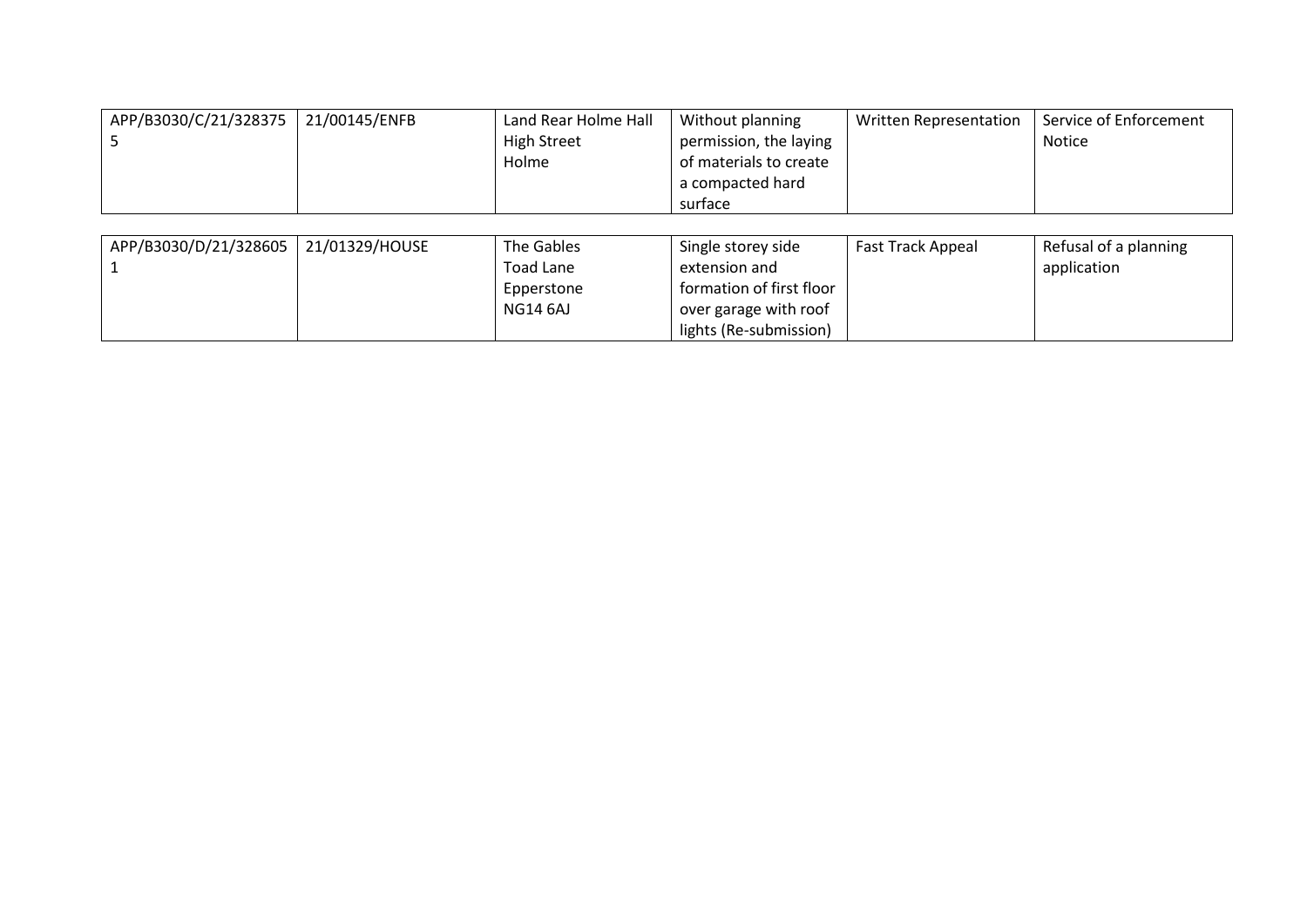| | | | | | |
|---|---|---|---|---|---|
| APP/B3030/C/21/3283755 | 21/00145/ENFB | Land Rear Holme Hall High Street Holme | Without planning permission, the laying of materials to create a compacted hard surface | Written Representation | Service of Enforcement Notice |
| APP/B3030/D/21/3286051 | 21/01329/HOUSE | The Gables Toad Lane Epperstone NG14 6AJ | Single storey side extension and formation of first floor over garage with roof lights (Re-submission) | Fast Track Appeal | Refusal of a planning application |